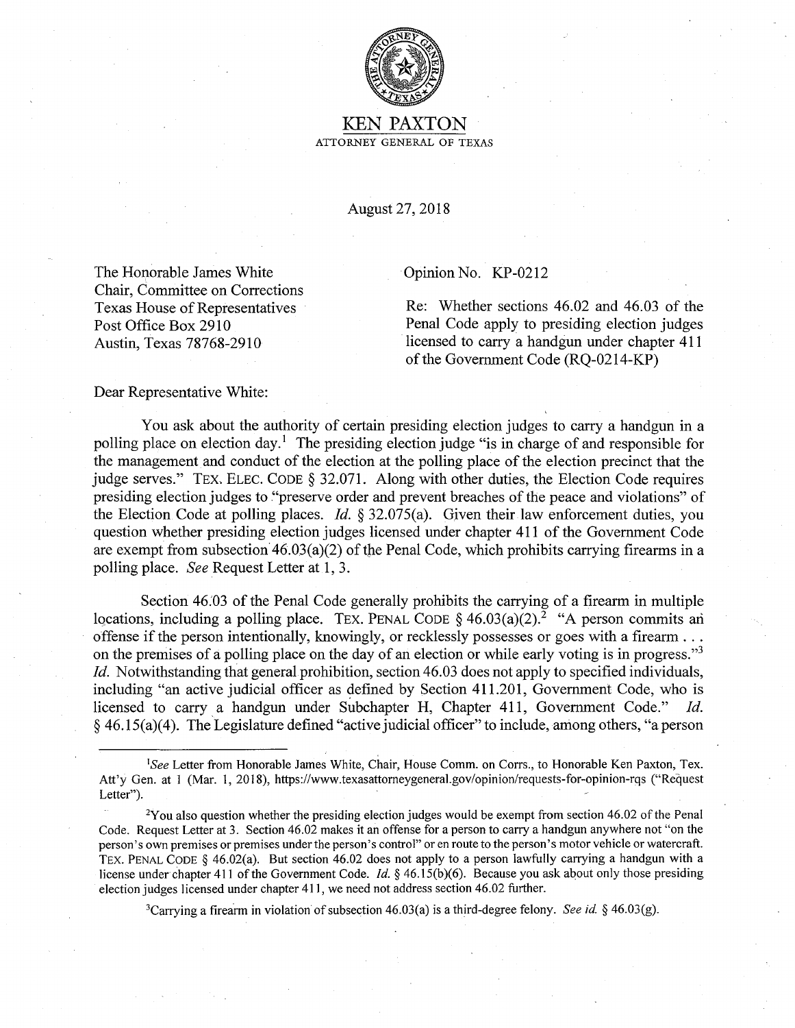# KEN PAXTON

ATTORNEY GENERAL OF TEXAS

August 27, 2018

The Honorable James White
Chair, Committee on Corrections
Texas House of Representatives
Post Office Box 2910
Austin, Texas 78768-2910

Opinion No. KP-0212

Re: Whether sections 46.02 and 46.03 of the Penal Code apply to presiding election judges licensed to carry a handgun under chapter 411 of the Government Code (RQ-0214-KP)

Dear Representative White:

You ask about the authority of certain presiding election judges to carry a handgun in a polling place on election day.[1] The presiding election judge "is in charge of and responsible for the management and conduct of the election at the polling place of the election precinct that the judge serves." TEX. ELEC. CODE § 32.071. Along with other duties, the Election Code requires presiding election judges to "preserve order and prevent breaches of the peace and violations" of the Election Code at polling places. *Id.* § 32.075(a). Given their law enforcement duties, you question whether presiding election judges licensed under chapter 411 of the Government Code are exempt from subsection 46.03(a)(2) of the Penal Code, which prohibits carrying firearms in a polling place. *See* Request Letter at 1, 3.

Section 46.03 of the Penal Code generally prohibits the carrying of a firearm in multiple locations, including a polling place. TEX. PENAL CODE § 46.03(a)(2).[2] "A person commits an offense if the person intentionally, knowingly, or recklessly possesses or goes with a firearm . . . on the premises of a polling place on the day of an election or while early voting is in progress."[3] *Id.* Notwithstanding that general prohibition, section 46.03 does not apply to specified individuals, including "an active judicial officer as defined by Section 411.201, Government Code, who is licensed to carry a handgun under Subchapter H, Chapter 411, Government Code." *Id.* § 46.15(a)(4). The Legislature defined "active judicial officer" to include, among others, "a person

---

[1]*See* Letter from Honorable James White, Chair, House Comm. on Corrs., to Honorable Ken Paxton, Tex. Att'y Gen. at 1 (Mar. 1, 2018), https://www.texasattorneygeneral.gov/opinion/requests-for-opinion-rqs ("Request Letter").

[2]You also question whether the presiding election judges would be exempt from section 46.02 of the Penal Code. Request Letter at 3. Section 46.02 makes it an offense for a person to carry a handgun anywhere not "on the person's own premises or premises under the person's control" or en route to the person's motor vehicle or watercraft. TEX. PENAL CODE § 46.02(a). But section 46.02 does not apply to a person lawfully carrying a handgun with a license under chapter 411 of the Government Code. *Id.* § 46.15(b)(6). Because you ask about only those presiding election judges licensed under chapter 411, we need not address section 46.02 further.

[3]Carrying a firearm in violation of subsection 46.03(a) is a third-degree felony. *See id.* § 46.03(g).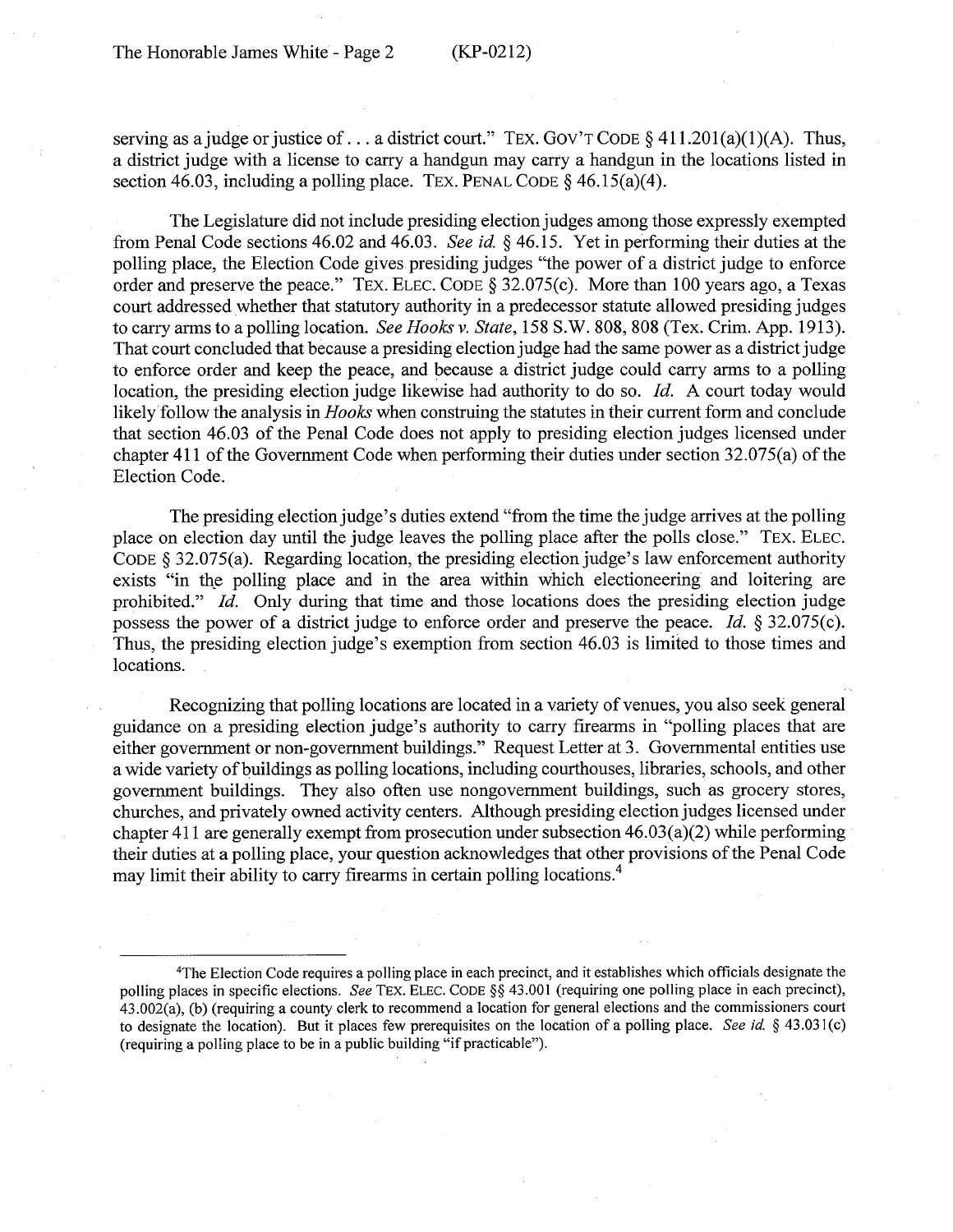serving as a judge or justice of . . . a district court." TEX. GOV'T CODE § 411.201(a)(1)(A). Thus, a district judge with a license to carry a handgun may carry a handgun in the locations listed in section 46.03, including a polling place. TEX. PENAL CODE § 46.15(a)(4).

The Legislature did not include presiding election judges among those expressly exempted from Penal Code sections 46.02 and 46.03. *See id.* § 46.15. Yet in performing their duties at the polling place, the Election Code gives presiding judges "the power of a district judge to enforce order and preserve the peace." TEX. ELEC. CODE § 32.075(c). More than 100 years ago, a Texas court addressed whether that statutory authority in a predecessor statute allowed presiding judges to carry arms to a polling location. *See Hooks v. State*, 158 S.W. 808, 808 (Tex. Crim. App. 1913). That court concluded that because a presiding election judge had the same power as a district judge to enforce order and keep the peace, and because a district judge could carry arms to a polling location, the presiding election judge likewise had authority to do so. *Id.* A court today would likely follow the analysis in *Hooks* when construing the statutes in their current form and conclude that section 46.03 of the Penal Code does not apply to presiding election judges licensed under chapter 411 of the Government Code when performing their duties under section 32.075(a) of the Election Code.

The presiding election judge's duties extend "from the time the judge arrives at the polling place on election day until the judge leaves the polling place after the polls close." TEX. ELEC. CODE § 32.075(a). Regarding location, the presiding election judge's law enforcement authority exists "in the polling place and in the area within which electioneering and loitering are prohibited." *Id.* Only during that time and those locations does the presiding election judge possess the power of a district judge to enforce order and preserve the peace. *Id.* § 32.075(c). Thus, the presiding election judge's exemption from section 46.03 is limited to those times and locations.

Recognizing that polling locations are located in a variety of venues, you also seek general guidance on a presiding election judge's authority to carry firearms in "polling places that are either government or non-government buildings." Request Letter at 3. Governmental entities use a wide variety of buildings as polling locations, including courthouses, libraries, schools, and other government buildings. They also often use nongovernment buildings, such as grocery stores, churches, and privately owned activity centers. Although presiding election judges licensed under chapter 411 are generally exempt from prosecution under subsection 46.03(a)(2) while performing their duties at a polling place, your question acknowledges that other provisions of the Penal Code may limit their ability to carry firearms in certain polling locations.[4]

---

[4]The Election Code requires a polling place in each precinct, and it establishes which officials designate the polling places in specific elections. *See* TEX. ELEC. CODE §§ 43.001 (requiring one polling place in each precinct), 43.002(a), (b) (requiring a county clerk to recommend a location for general elections and the commissioners court to designate the location). But it places few prerequisites on the location of a polling place. *See id.* § 43.031(c) (requiring a polling place to be in a public building "if practicable").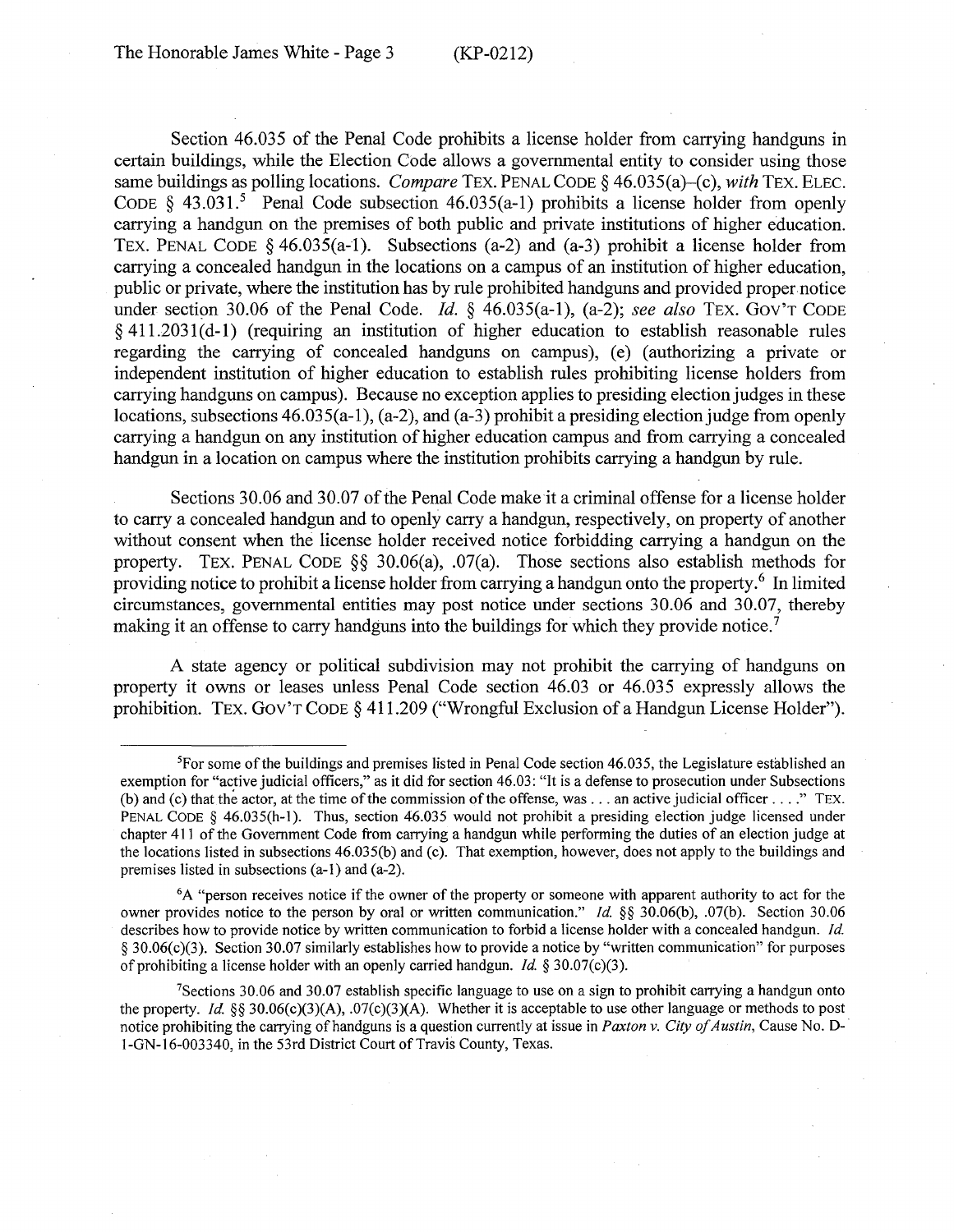Section 46.035 of the Penal Code prohibits a license holder from carrying handguns in certain buildings, while the Election Code allows a governmental entity to consider using those same buildings as polling locations. *Compare* TEX. PENAL CODE § 46.035(a)–(c), *with* TEX. ELEC. CODE § 43.031.[5] Penal Code subsection 46.035(a-1) prohibits a license holder from openly carrying a handgun on the premises of both public and private institutions of higher education. TEX. PENAL CODE § 46.035(a-1). Subsections (a-2) and (a-3) prohibit a license holder from carrying a concealed handgun in the locations on a campus of an institution of higher education, public or private, where the institution has by rule prohibited handguns and provided proper notice under section 30.06 of the Penal Code. *Id.* § 46.035(a-1), (a-2); *see also* TEX. GOV'T CODE § 411.2031(d-1) (requiring an institution of higher education to establish reasonable rules regarding the carrying of concealed handguns on campus), (e) (authorizing a private or independent institution of higher education to establish rules prohibiting license holders from carrying handguns on campus). Because no exception applies to presiding election judges in these locations, subsections 46.035(a-1), (a-2), and (a-3) prohibit a presiding election judge from openly carrying a handgun on any institution of higher education campus and from carrying a concealed handgun in a location on campus where the institution prohibits carrying a handgun by rule.

Sections 30.06 and 30.07 of the Penal Code make it a criminal offense for a license holder to carry a concealed handgun and to openly carry a handgun, respectively, on property of another without consent when the license holder received notice forbidding carrying a handgun on the property. TEX. PENAL CODE §§ 30.06(a), .07(a). Those sections also establish methods for providing notice to prohibit a license holder from carrying a handgun onto the property.[6] In limited circumstances, governmental entities may post notice under sections 30.06 and 30.07, thereby making it an offense to carry handguns into the buildings for which they provide notice.[7]

A state agency or political subdivision may not prohibit the carrying of handguns on property it owns or leases unless Penal Code section 46.03 or 46.035 expressly allows the prohibition. TEX. GOV'T CODE § 411.209 ("Wrongful Exclusion of a Handgun License Holder").

---

[5]For some of the buildings and premises listed in Penal Code section 46.035, the Legislature established an exemption for "active judicial officers," as it did for section 46.03: "It is a defense to prosecution under Subsections (b) and (c) that the actor, at the time of the commission of the offense, was . . . an active judicial officer . . . ." TEX. PENAL CODE § 46.035(h-1). Thus, section 46.035 would not prohibit a presiding election judge licensed under chapter 411 of the Government Code from carrying a handgun while performing the duties of an election judge at the locations listed in subsections 46.035(b) and (c). That exemption, however, does not apply to the buildings and premises listed in subsections (a-1) and (a-2).

[6]A "person receives notice if the owner of the property or someone with apparent authority to act for the owner provides notice to the person by oral or written communication." *Id.* §§ 30.06(b), .07(b). Section 30.06 describes how to provide notice by written communication to forbid a license holder with a concealed handgun. *Id.* § 30.06(c)(3). Section 30.07 similarly establishes how to provide a notice by "written communication" for purposes of prohibiting a license holder with an openly carried handgun. *Id.* § 30.07(c)(3).

[7]Sections 30.06 and 30.07 establish specific language to use on a sign to prohibit carrying a handgun onto the property. *Id.* §§ 30.06(c)(3)(A), .07(c)(3)(A). Whether it is acceptable to use other language or methods to post notice prohibiting the carrying of handguns is a question currently at issue in *Paxton v. City of Austin*, Cause No. D-1-GN-16-003340, in the 53rd District Court of Travis County, Texas.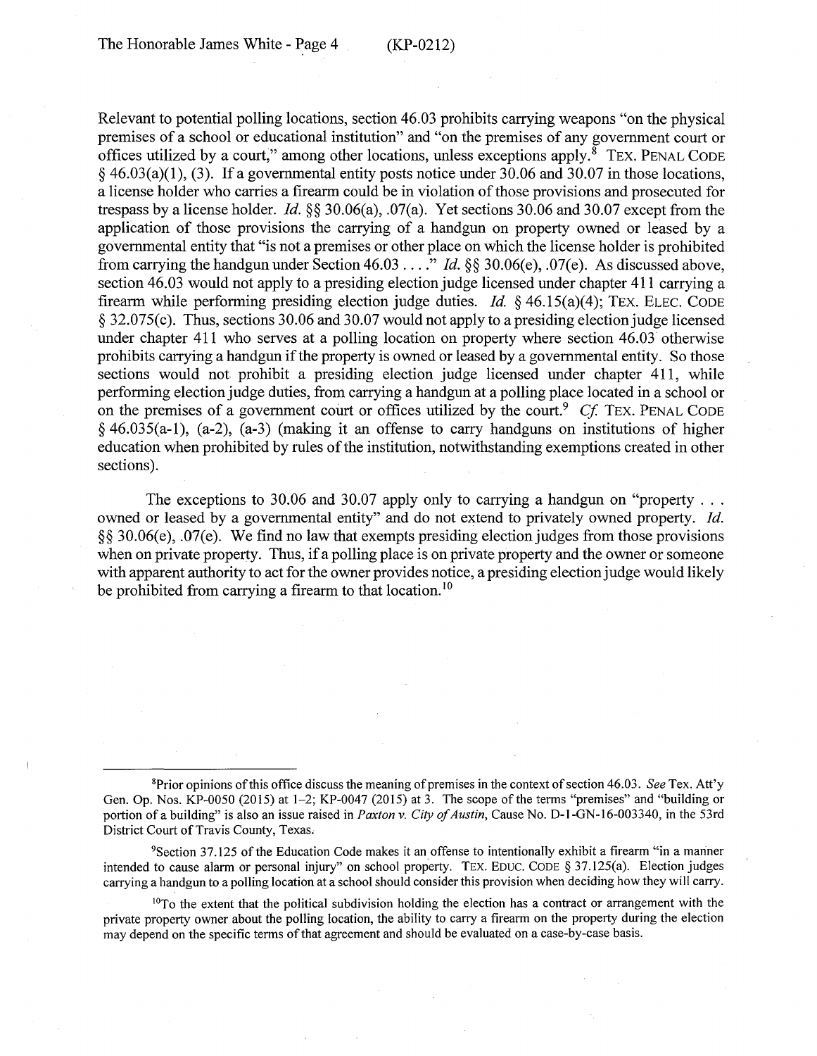Relevant to potential polling locations, section 46.03 prohibits carrying weapons "on the physical premises of a school or educational institution" and "on the premises of any government court or offices utilized by a court," among other locations, unless exceptions apply.[8] TEX. PENAL CODE § 46.03(a)(1), (3). If a governmental entity posts notice under 30.06 and 30.07 in those locations, a license holder who carries a firearm could be in violation of those provisions and prosecuted for trespass by a license holder. *Id.* §§ 30.06(a), .07(a). Yet sections 30.06 and 30.07 except from the application of those provisions the carrying of a handgun on property owned or leased by a governmental entity that "is not a premises or other place on which the license holder is prohibited from carrying the handgun under Section 46.03 . . . ." *Id.* §§ 30.06(e), .07(e). As discussed above, section 46.03 would not apply to a presiding election judge licensed under chapter 411 carrying a firearm while performing presiding election judge duties. *Id.* § 46.15(a)(4); TEX. ELEC. CODE § 32.075(c). Thus, sections 30.06 and 30.07 would not apply to a presiding election judge licensed under chapter 411 who serves at a polling location on property where section 46.03 otherwise prohibits carrying a handgun if the property is owned or leased by a governmental entity. So those sections would not prohibit a presiding election judge licensed under chapter 411, while performing election judge duties, from carrying a handgun at a polling place located in a school or on the premises of a government court or offices utilized by the court.[9] *Cf.* TEX. PENAL CODE § 46.035(a-1), (a-2), (a-3) (making it an offense to carry handguns on institutions of higher education when prohibited by rules of the institution, notwithstanding exemptions created in other sections).

The exceptions to 30.06 and 30.07 apply only to carrying a handgun on "property . . . owned or leased by a governmental entity" and do not extend to privately owned property. *Id.* §§ 30.06(e), .07(e). We find no law that exempts presiding election judges from those provisions when on private property. Thus, if a polling place is on private property and the owner or someone with apparent authority to act for the owner provides notice, a presiding election judge would likely be prohibited from carrying a firearm to that location.[10]

---

[8]Prior opinions of this office discuss the meaning of premises in the context of section 46.03. *See* Tex. Att'y Gen. Op. Nos. KP-0050 (2015) at 1–2; KP-0047 (2015) at 3. The scope of the terms "premises" and "building or portion of a building" is also an issue raised in *Paxton v. City of Austin*, Cause No. D-1-GN-16-003340, in the 53rd District Court of Travis County, Texas.

[9]Section 37.125 of the Education Code makes it an offense to intentionally exhibit a firearm "in a manner intended to cause alarm or personal injury" on school property. TEX. EDUC. CODE § 37.125(a). Election judges carrying a handgun to a polling location at a school should consider this provision when deciding how they will carry.

[10]To the extent that the political subdivision holding the election has a contract or arrangement with the private property owner about the polling location, the ability to carry a firearm on the property during the election may depend on the specific terms of that agreement and should be evaluated on a case-by-case basis.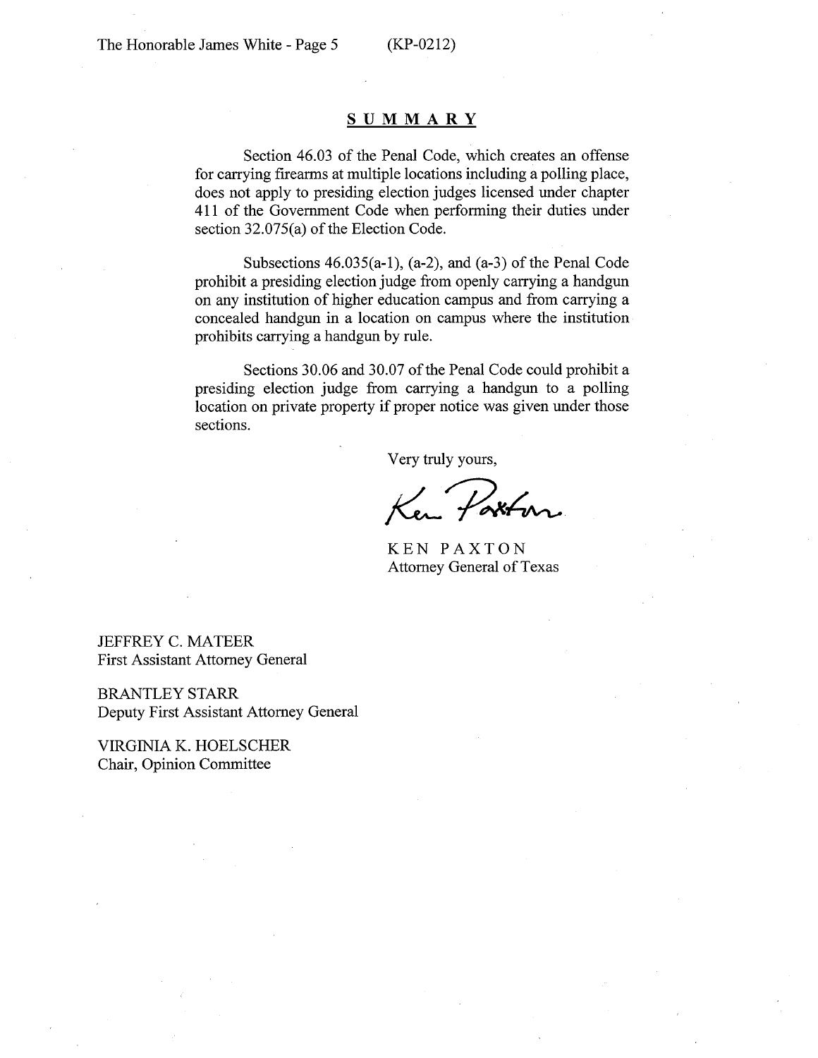## SUMMARY

Section 46.03 of the Penal Code, which creates an offense for carrying firearms at multiple locations including a polling place, does not apply to presiding election judges licensed under chapter 411 of the Government Code when performing their duties under section 32.075(a) of the Election Code.

Subsections 46.035(a-1), (a-2), and (a-3) of the Penal Code prohibit a presiding election judge from openly carrying a handgun on any institution of higher education campus and from carrying a concealed handgun in a location on campus where the institution prohibits carrying a handgun by rule.

Sections 30.06 and 30.07 of the Penal Code could prohibit a presiding election judge from carrying a handgun to a polling location on private property if proper notice was given under those sections.

Very truly yours,

Ken Paxton

KEN PAXTON
Attorney General of Texas

JEFFREY C. MATEER
First Assistant Attorney General

BRANTLEY STARR
Deputy First Assistant Attorney General

VIRGINIA K. HOELSCHER
Chair, Opinion Committee